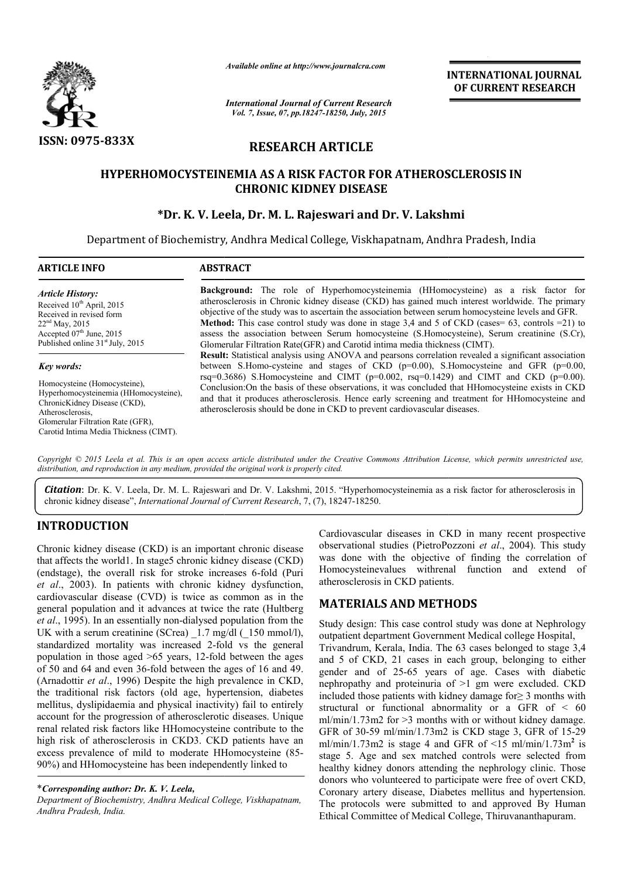*Available online at http://www.journalcra.com*

*International Journal of Current Research*
*Vol. 7, Issue, 07, pp.18247-18250, July, 2015*

**INTERNATIONAL JOURNAL OF CURRENT RESEARCH**

ISSN: 0975-833X

# RESEARCH ARTICLE

# HYPERHOMOCYSTEINEMIA AS A RISK FACTOR FOR ATHEROSCLEROSIS IN CHRONIC KIDNEY DISEASE

**\*Dr. K. V. Leela, Dr. M. L. Rajeswari and Dr. V. Lakshmi**

Department of Biochemistry, Andhra Medical College, Viskhapatnam, Andhra Pradesh, India

## ARTICLE INFO

*Article History:*
Received 10th April, 2015
Received in revised form
22nd May, 2015
Accepted 07th June, 2015
Published online 31st July, 2015

*Key words:*
Homocysteine (Homocysteine),
Hyperhomocysteinemia (HHomocysteine),
ChronicKidney Disease (CKD),
Atherosclerosis,
Glomerular Filtration Rate (GFR),
Carotid Intima Media Thickness (CIMT).

## ABSTRACT

**Background:** The role of Hyperhomocysteinemia (HHomocysteine) as a risk factor for atherosclerosis in Chronic kidney disease (CKD) has gained much interest worldwide. The primary objective of the study was to ascertain the association between serum homocysteine levels and GFR.

**Method:** This case control study was done in stage 3,4 and 5 of CKD (cases= 63, controls =21) to assess the association between Serum homocysteine (S.Homocysteine), Serum creatinine (S.Cr), Glomerular Filtration Rate(GFR) and Carotid intima media thickness (CIMT).

**Result:** Statistical analysis using ANOVA and pearsons correlation revealed a significant association between S.Homo-cysteine and stages of CKD (p=0.00), S.Homocysteine and GFR (p=0.00, rsq=0.3686) S.Homocysteine and CIMT (p=0.002, rsq=0.1429) and CIMT and CKD (p=0.00). Conclusion:On the basis of these observations, it was concluded that HHomocysteine exists in CKD and that it produces atherosclerosis. Hence early screening and treatment for HHomocysteine and atherosclerosis should be done in CKD to prevent cardiovascular diseases.

*Copyright © 2015 Leela et al. This is an open access article distributed under the Creative Commons Attribution License, which permits unrestricted use, distribution, and reproduction in any medium, provided the original work is properly cited.*

***Citation***: Dr. K. V. Leela, Dr. M. L. Rajeswari and Dr. V. Lakshmi, 2015. "Hyperhomocysteinemia as a risk factor for atherosclerosis in chronic kidney disease", *International Journal of Current Research*, 7, (7), 18247-18250.

## INTRODUCTION

Chronic kidney disease (CKD) is an important chronic disease that affects the world1. In stage5 chronic kidney disease (CKD) (endstage), the overall risk for stroke increases 6-fold (Puri *et al*., 2003). In patients with chronic kidney dysfunction, cardiovascular disease (CVD) is twice as common as in the general population and it advances at twice the rate (Hultberg *et al*., 1995). In an essentially non-dialysed population from the UK with a serum creatinine (SCrea) _1.7 mg/dl (_150 mmol/l), standardized mortality was increased 2-fold vs the general population in those aged >65 years, 12-fold between the ages of 50 and 64 and even 36-fold between the ages of 16 and 49. (Arnadottir *et al*., 1996) Despite the high prevalence in CKD, the traditional risk factors (old age, hypertension, diabetes mellitus, dyslipidaemia and physical inactivity) fail to entirely account for the progression of atherosclerotic diseases. Unique renal related risk factors like HHomocysteine contribute to the high risk of atherosclerosis in CKD3. CKD patients have an excess prevalence of mild to moderate HHomocysteine (85-90%) and HHomocysteine has been independently linked to Cardiovascular diseases in CKD in many recent prospective observational studies (PietroPozzoni *et al*., 2004). This study was done with the objective of finding the correlation of Homocysteinevalues withrenal function and extend of atherosclerosis in CKD patients.

\**Corresponding author: Dr. K. V. Leela,*
*Department of Biochemistry, Andhra Medical College, Viskhapatnam, Andhra Pradesh, India.*

## MATERIALS AND METHODS

Study design: This case control study was done at Nephrology outpatient department Government Medical college Hospital, Trivandrum, Kerala, India. The 63 cases belonged to stage 3,4 and 5 of CKD, 21 cases in each group, belonging to either gender and of 25-65 years of age. Cases with diabetic nephropathy and proteinuria of >1 gm were excluded. CKD included those patients with kidney damage for≥ 3 months with structural or functional abnormality or a GFR of < 60 ml/min/1.73m2 for >3 months with or without kidney damage. GFR of 30-59 ml/min/1.73m2 is CKD stage 3, GFR of 15-29 ml/min/1.73m2 is stage 4 and GFR of <15 ml/min/1.73m$^2$ is stage 5. Age and sex matched controls were selected from healthy kidney donors attending the nephrology clinic. Those donors who volunteered to participate were free of overt CKD, Coronary artery disease, Diabetes mellitus and hypertension. The protocols were submitted to and approved By Human Ethical Committee of Medical College, Thiruvananthapuram.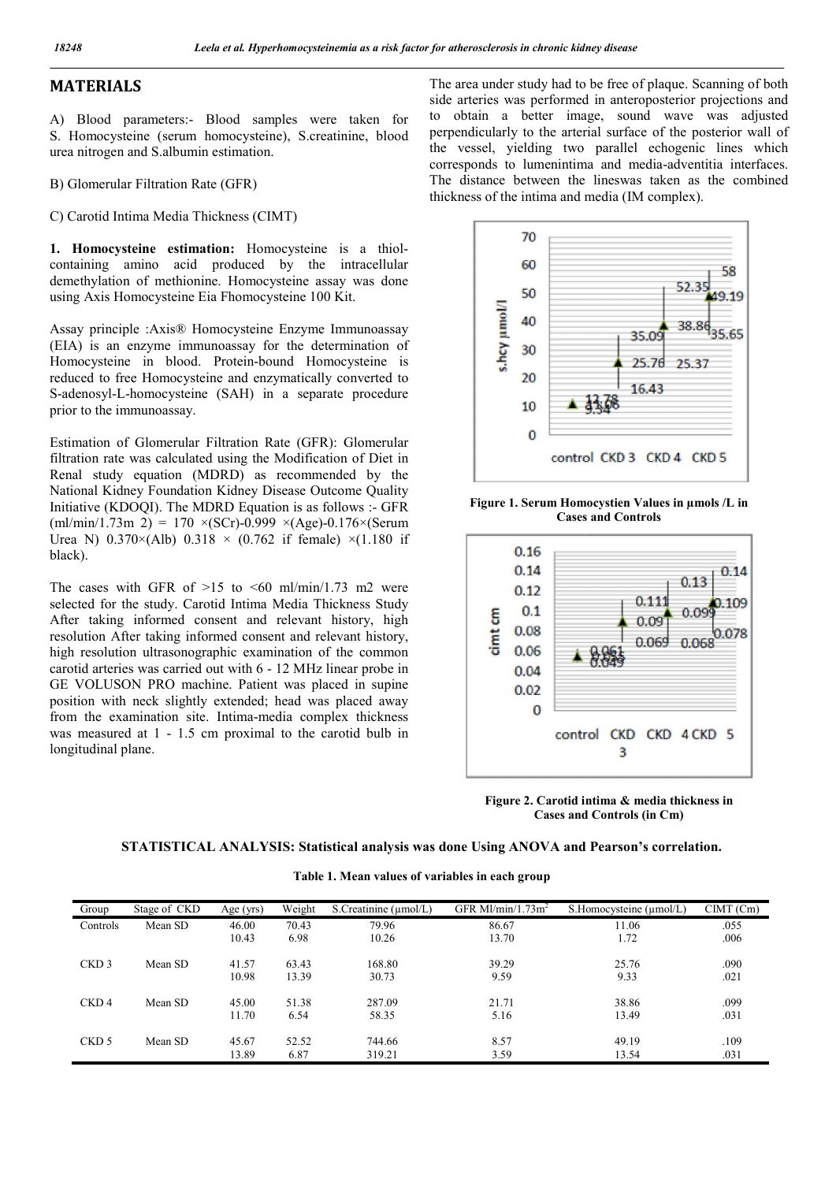# MATERIALS

A) Blood parameters:- Blood samples were taken for S. Homocysteine (serum homocysteine), S.creatinine, blood urea nitrogen and S.albumin estimation.

B) Glomerular Filtration Rate (GFR)

C) Carotid Intima Media Thickness (CIMT)

**1. Homocysteine estimation:** Homocysteine is a thiol-containing amino acid produced by the intracellular demethylation of methionine. Homocysteine assay was done using Axis Homocysteine Eia Fhomocysteine 100 Kit.

Assay principle :Axis® Homocysteine Enzyme Immunoassay (EIA) is an enzyme immunoassay for the determination of Homocysteine in blood. Protein-bound Homocysteine is reduced to free Homocysteine and enzymatically converted to S-adenosyl-L-homocysteine (SAH) in a separate procedure prior to the immunoassay.

Estimation of Glomerular Filtration Rate (GFR): Glomerular filtration rate was calculated using the Modification of Diet in Renal study equation (MDRD) as recommended by the National Kidney Foundation Kidney Disease Outcome Quality Initiative (KDOQI). The MDRD Equation is as follows :- GFR (ml/min/1.73m 2) = 170 ×(SCr)-0.999 ×(Age)-0.176×(Serum Urea N) 0.370×(Alb) 0.318 × (0.762 if female) ×(1.180 if black).

The cases with GFR of >15 to <60 ml/min/1.73 m2 were selected for the study. Carotid Intima Media Thickness Study After taking informed consent and relevant history, high resolution After taking informed consent and relevant history, high resolution ultrasonographic examination of the common carotid arteries was carried out with 6 - 12 MHz linear probe in GE VOLUSON PRO machine. Patient was placed in supine position with neck slightly extended; head was placed away from the examination site. Intima-media complex thickness was measured at 1 - 1.5 cm proximal to the carotid bulb in longitudinal plane.

The area under study had to be free of plaque. Scanning of both side arteries was performed in anteroposterior projections and to obtain a better image, sound wave was adjusted perpendicularly to the arterial surface of the posterior wall of the vessel, yielding two parallel echogenic lines which corresponds to lumenintima and media-adventitia interfaces. The distance between the lineswas taken as the combined thickness of the intima and media (IM complex).

**Figure 1. Serum Homocystien Values in µmols /L in Cases and Controls**

**Figure 2. Carotid intima & media thickness in Cases and Controls (in Cm)**

**STATISTICAL ANALYSIS: Statistical analysis was done Using ANOVA and Pearson's correlation.**

**Table 1. Mean values of variables in each group**

| Group | Stage of CKD | Age (yrs) | Weight | S.Creatinine (µmol/L) | GFR Ml/min/1.73m$^2$ | S.Homocysteine (µmol/L) | CIMT (Cm) |
|---|---|---|---|---|---|---|---|
| Controls | Mean SD | 46.00<br>10.43 | 70.43<br>6.98 | 79.96<br>10.26 | 86.67<br>13.70 | 11.06<br>1.72 | .055<br>.006 |
| CKD 3 | Mean SD | 41.57<br>10.98 | 63.43<br>13.39 | 168.80<br>30.73 | 39.29<br>9.59 | 25.76<br>9.33 | .090<br>.021 |
| CKD 4 | Mean SD | 45.00<br>11.70 | 51.38<br>6.54 | 287.09<br>58.35 | 21.71<br>5.16 | 38.86<br>13.49 | .099<br>.031 |
| CKD 5 | Mean SD | 45.67<br>13.89 | 52.52<br>6.87 | 744.66<br>319.21 | 8.57<br>3.59 | 49.19<br>13.54 | .109<br>.031 |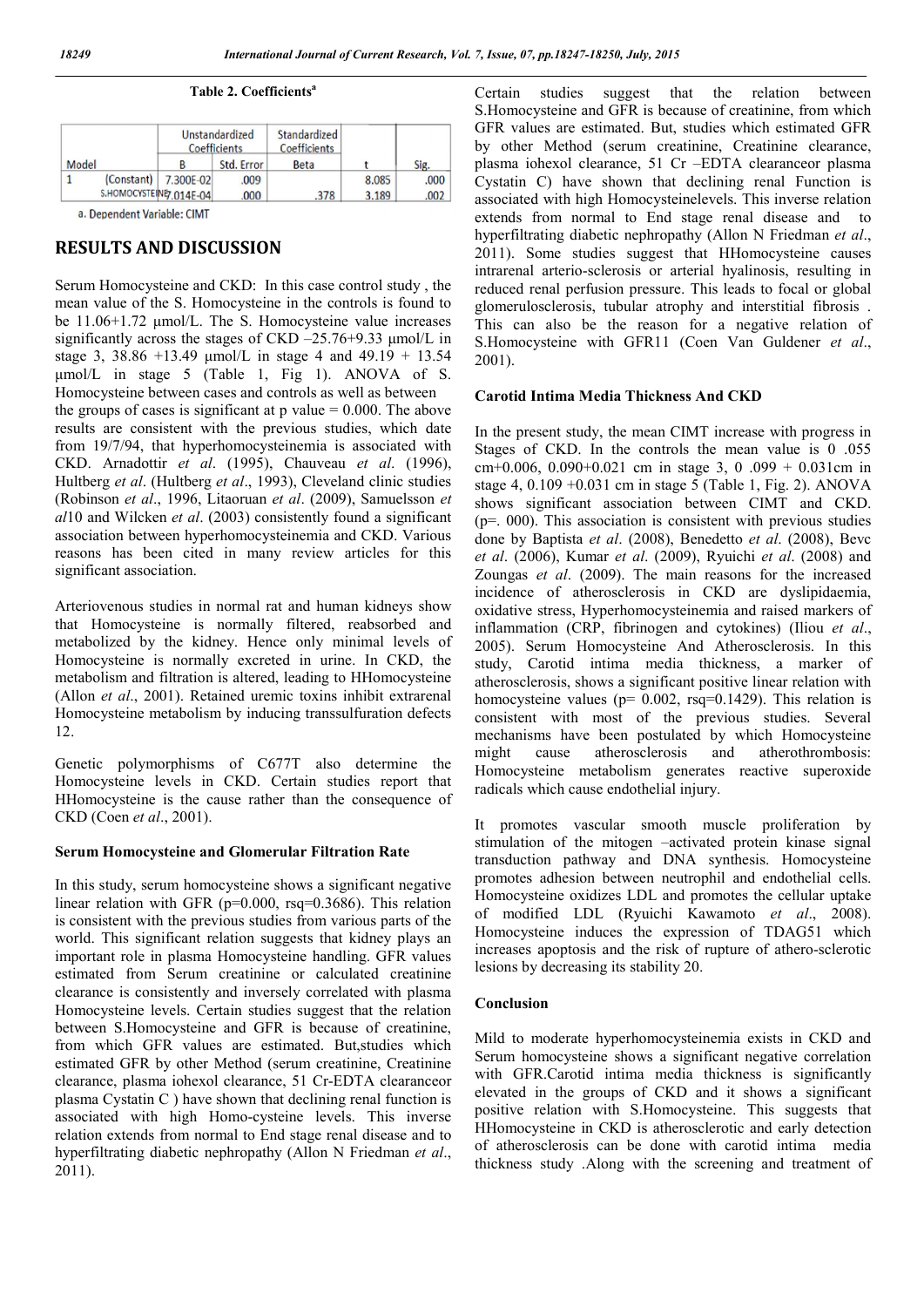**Table 2. Coefficients[a]**

| Model | | Unstandardized Coefficients | | Standardized Coefficients | | |
|---|---|---|---|---|---|---|
| | | B | Std. Error | Beta | t | Sig. |
| 1 | (Constant) | 7.300E-02 | .009 | | 8.085 | .000 |
| | S.HOMOCYSTEINE | 7.014E-04 | .000 | .378 | 3.189 | .002 |

a. Dependent Variable: CIMT

## RESULTS AND DISCUSSION

Serum Homocysteine and CKD: In this case control study , the mean value of the S. Homocysteine in the controls is found to be 11.06+1.72 μmol/L. The S. Homocysteine value increases significantly across the stages of CKD –25.76+9.33 μmol/L in stage 3, 38.86 +13.49 μmol/L in stage 4 and 49.19 + 13.54 μmol/L in stage 5 (Table 1, Fig 1). ANOVA of S. Homocysteine between cases and controls as well as between the groups of cases is significant at p value = 0.000. The above results are consistent with the previous studies, which date from 19/7/94, that hyperhomocysteinemia is associated with CKD. Arnadottir *et al*. (1995), Chauveau *et al*. (1996), Hultberg *et al*. (Hultberg *et al*., 1993), Cleveland clinic studies (Robinson *et al*., 1996, Litaoruan *et al*. (2009), Samuelsson *et al*10 and Wilcken *et al*. (2003) consistently found a significant association between hyperhomocysteinemia and CKD. Various reasons has been cited in many review articles for this significant association.

Arteriovenous studies in normal rat and human kidneys show that Homocysteine is normally filtered, reabsorbed and metabolized by the kidney. Hence only minimal levels of Homocysteine is normally excreted in urine. In CKD, the metabolism and filtration is altered, leading to HHomocysteine (Allon *et al*., 2001). Retained uremic toxins inhibit extrarenal Homocysteine metabolism by inducing transsulfuration defects 12.

Genetic polymorphisms of C677T also determine the Homocysteine levels in CKD. Certain studies report that HHomocysteine is the cause rather than the consequence of CKD (Coen *et al*., 2001).

### Serum Homocysteine and Glomerular Filtration Rate

In this study, serum homocysteine shows a significant negative linear relation with GFR (p=0.000, rsq=0.3686). This relation is consistent with the previous studies from various parts of the world. This significant relation suggests that kidney plays an important role in plasma Homocysteine handling. GFR values estimated from Serum creatinine or calculated creatinine clearance is consistently and inversely correlated with plasma Homocysteine levels. Certain studies suggest that the relation between S.Homocysteine and GFR is because of creatinine, from which GFR values are estimated. But,studies which estimated GFR by other Method (serum creatinine, Creatinine clearance, plasma iohexol clearance, 51 Cr-EDTA clearanceor plasma Cystatin C ) have shown that declining renal function is associated with high Homo-cysteine levels. This inverse relation extends from normal to End stage renal disease and to hyperfiltrating diabetic nephropathy (Allon N Friedman *et al*., 2011).

Certain studies suggest that the relation between S.Homocysteine and GFR is because of creatinine, from which GFR values are estimated. But, studies which estimated GFR by other Method (serum creatinine, Creatinine clearance, plasma iohexol clearance, 51 Cr –EDTA clearanceor plasma Cystatin C) have shown that declining renal Function is associated with high Homocysteinelevels. This inverse relation extends from normal to End stage renal disease and to hyperfiltrating diabetic nephropathy (Allon N Friedman *et al*., 2011). Some studies suggest that HHomocysteine causes intrarenal arterio-sclerosis or arterial hyalinosis, resulting in reduced renal perfusion pressure. This leads to focal or global glomerulosclerosis, tubular atrophy and interstitial fibrosis . This can also be the reason for a negative relation of S.Homocysteine with GFR11 (Coen Van Guldener *et al*., 2001).

### Carotid Intima Media Thickness And CKD

In the present study, the mean CIMT increase with progress in Stages of CKD. In the controls the mean value is 0 .055 cm+0.006, 0.090+0.021 cm in stage 3, 0 .099 + 0.031cm in stage 4, 0.109 +0.031 cm in stage 5 (Table 1, Fig. 2). ANOVA shows significant association between CIMT and CKD. (p=. 000). This association is consistent with previous studies done by Baptista *et al*. (2008), Benedetto *et al*. (2008), Bevc *et al*. (2006), Kumar *et al*. (2009), Ryuichi *et al*. (2008) and Zoungas *et al*. (2009). The main reasons for the increased incidence of atherosclerosis in CKD are dyslipidaemia, oxidative stress, Hyperhomocysteinemia and raised markers of inflammation (CRP, fibrinogen and cytokines) (Iliou *et al*., 2005). Serum Homocysteine And Atherosclerosis. In this study, Carotid intima media thickness, a marker of atherosclerosis, shows a significant positive linear relation with homocysteine values (p= 0.002, rsq=0.1429). This relation is consistent with most of the previous studies. Several mechanisms have been postulated by which Homocysteine might cause atherosclerosis and atherothrombosis: Homocysteine metabolism generates reactive superoxide radicals which cause endothelial injury.

It promotes vascular smooth muscle proliferation by stimulation of the mitogen –activated protein kinase signal transduction pathway and DNA synthesis. Homocysteine promotes adhesion between neutrophil and endothelial cells. Homocysteine oxidizes LDL and promotes the cellular uptake of modified LDL (Ryuichi Kawamoto *et al*., 2008). Homocysteine induces the expression of TDAG51 which increases apoptosis and the risk of rupture of athero-sclerotic lesions by decreasing its stability 20.

### Conclusion

Mild to moderate hyperhomocysteinemia exists in CKD and Serum homocysteine shows a significant negative correlation with GFR.Carotid intima media thickness is significantly elevated in the groups of CKD and it shows a significant positive relation with S.Homocysteine. This suggests that HHomocysteine in CKD is atherosclerotic and early detection of atherosclerosis can be done with carotid intima media thickness study .Along with the screening and treatment of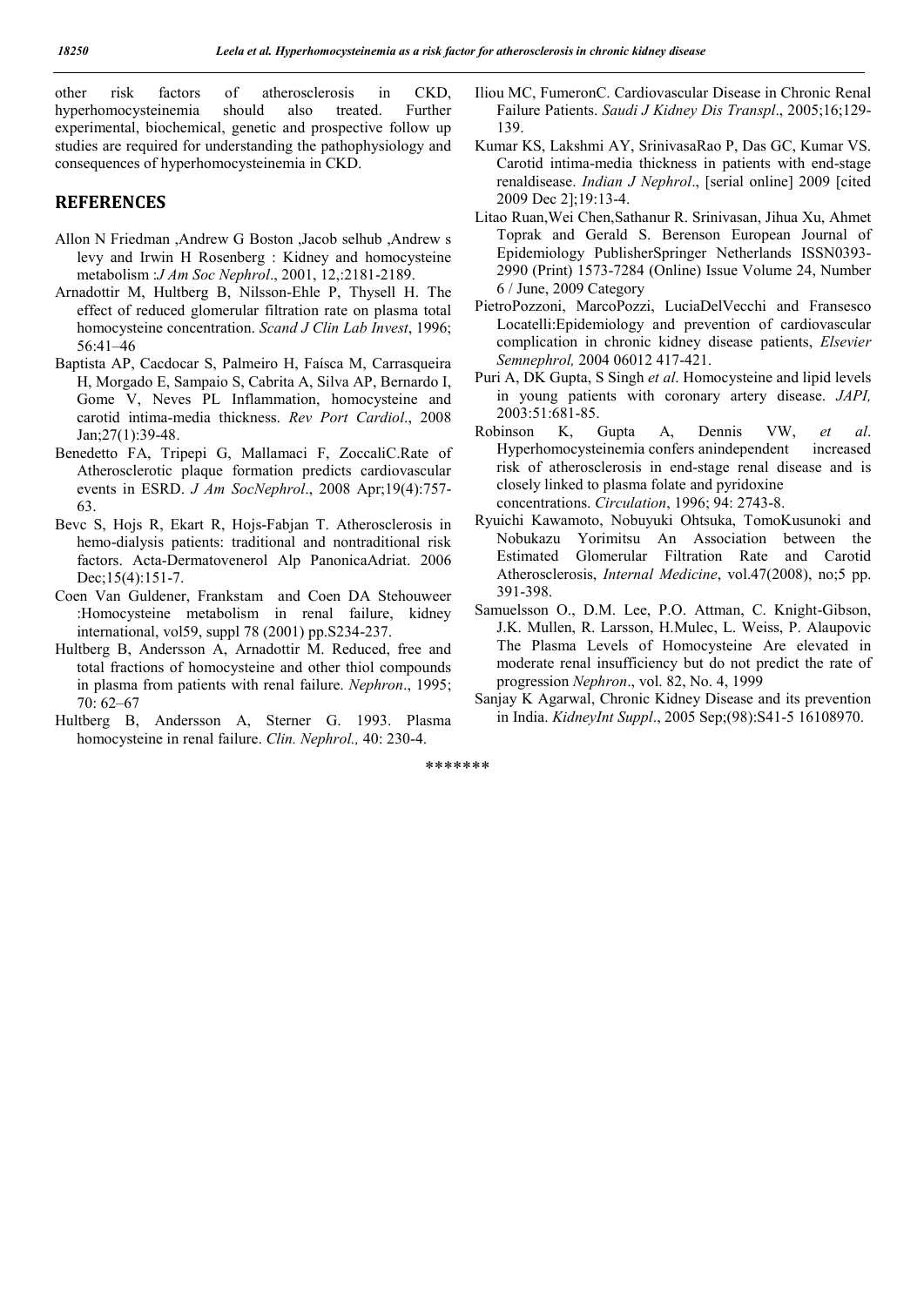other risk factors of atherosclerosis in CKD, hyperhomocysteinemia should also treated. Further experimental, biochemical, genetic and prospective follow up studies are required for understanding the pathophysiology and consequences of hyperhomocysteinemia in CKD.

## REFERENCES

Allon N Friedman ,Andrew G Boston ,Jacob selhub ,Andrew s levy and Irwin H Rosenberg : Kidney and homocysteine metabolism :*J Am Soc Nephrol*., 2001, 12,:2181-2189.

Arnadottir M, Hultberg B, Nilsson-Ehle P, Thysell H. The effect of reduced glomerular filtration rate on plasma total homocysteine concentration. *Scand J Clin Lab Invest*, 1996; 56:41–46

Baptista AP, Cacdocar S, Palmeiro H, Faísca M, Carrasqueira H, Morgado E, Sampaio S, Cabrita A, Silva AP, Bernardo I, Gome V, Neves PL Inflammation, homocysteine and carotid intima-media thickness. *Rev Port Cardiol*., 2008 Jan;27(1):39-48.

Benedetto FA, Tripepi G, Mallamaci F, ZoccaliC.Rate of Atherosclerotic plaque formation predicts cardiovascular events in ESRD. *J Am SocNephrol*., 2008 Apr;19(4):757-63.

Bevc S, Hojs R, Ekart R, Hojs-Fabjan T. Atherosclerosis in hemo-dialysis patients: traditional and nontraditional risk factors. Acta-Dermatovenerol Alp PanonicaAdriat. 2006 Dec;15(4):151-7.

Coen Van Guldener, Frankstam and Coen DA Stehouweer :Homocysteine metabolism in renal failure, kidney international, vol59, suppl 78 (2001) pp.S234-237.

Hultberg B, Andersson A, Arnadottir M. Reduced, free and total fractions of homocysteine and other thiol compounds in plasma from patients with renal failure. *Nephron*., 1995; 70: 62–67

Hultberg B, Andersson A, Sterner G. 1993. Plasma homocysteine in renal failure. *Clin. Nephrol.,* 40: 230-4.

Iliou MC, FumeronC. Cardiovascular Disease in Chronic Renal Failure Patients. *Saudi J Kidney Dis Transpl*., 2005;16;129-139.

Kumar KS, Lakshmi AY, SrinivasaRao P, Das GC, Kumar VS. Carotid intima-media thickness in patients with end-stage renaldisease. *Indian J Nephrol*., [serial online] 2009 [cited 2009 Dec 2];19:13-4.

Litao Ruan,Wei Chen,Sathanur R. Srinivasan, Jihua Xu, Ahmet Toprak and Gerald S. Berenson European Journal of Epidemiology PublisherSpringer Netherlands ISSN0393-2990 (Print) 1573-7284 (Online) Issue Volume 24, Number 6 / June, 2009 Category

PietroPozzoni, MarcoPozzi, LuciaDelVecchi and Fransesco Locatelli:Epidemiology and prevention of cardiovascular complication in chronic kidney disease patients, *Elsevier Semnephrol,* 2004 06012 417-421.

Puri A, DK Gupta, S Singh *et al*. Homocysteine and lipid levels in young patients with coronary artery disease. *JAPI,* 2003:51:681-85.

Robinson K, Gupta A, Dennis VW, *et al*. Hyperhomocysteinemia confers anindependent increased risk of atherosclerosis in end-stage renal disease and is closely linked to plasma folate and pyridoxine concentrations. *Circulation*, 1996; 94: 2743-8.

Ryuichi Kawamoto, Nobuyuki Ohtsuka, TomoKusunoki and Nobukazu Yorimitsu An Association between the Estimated Glomerular Filtration Rate and Carotid Atherosclerosis, *Internal Medicine*, vol.47(2008), no;5 pp. 391-398.

Samuelsson O., D.M. Lee, P.O. Attman, C. Knight-Gibson, J.K. Mullen, R. Larsson, H.Mulec, L. Weiss, P. Alaupovic The Plasma Levels of Homocysteine Are elevated in moderate renal insufficiency but do not predict the rate of progression *Nephron*., vol. 82, No. 4, 1999

Sanjay K Agarwal, Chronic Kidney Disease and its prevention in India. *KidneyInt Suppl*., 2005 Sep;(98):S41-5 16108970.

\*\*\*\*\*\*\*